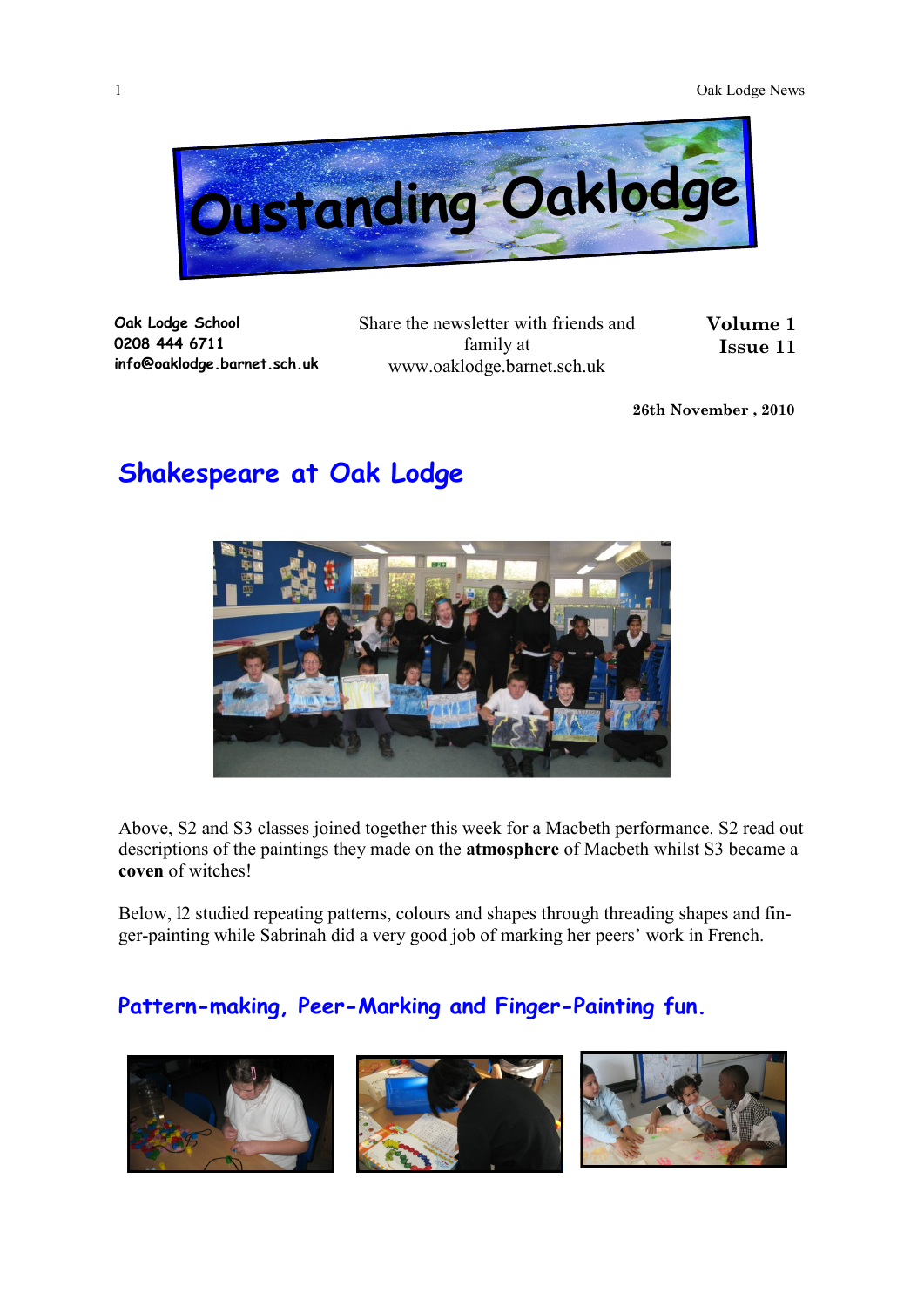# Oustanding Oaklodge

**Oak Lodge School**
**0208 444 6711**
**info@oaklodge.barnet.sch.uk**

Share the newsletter with friends and family at www.oaklodge.barnet.sch.uk

**Volume 1**
**Issue 11**

**26th November , 2010**

## Shakespeare at Oak Lodge

Above, S2 and S3 classes joined together this week for a Macbeth performance. S2 read out descriptions of the paintings they made on the **atmosphere** of Macbeth whilst S3 became a **coven** of witches!

Below, l2 studied repeating patterns, colours and shapes through threading shapes and finger-painting while Sabrinah did a very good job of marking her peers' work in French.

## Pattern-making, Peer-Marking and Finger-Painting fun.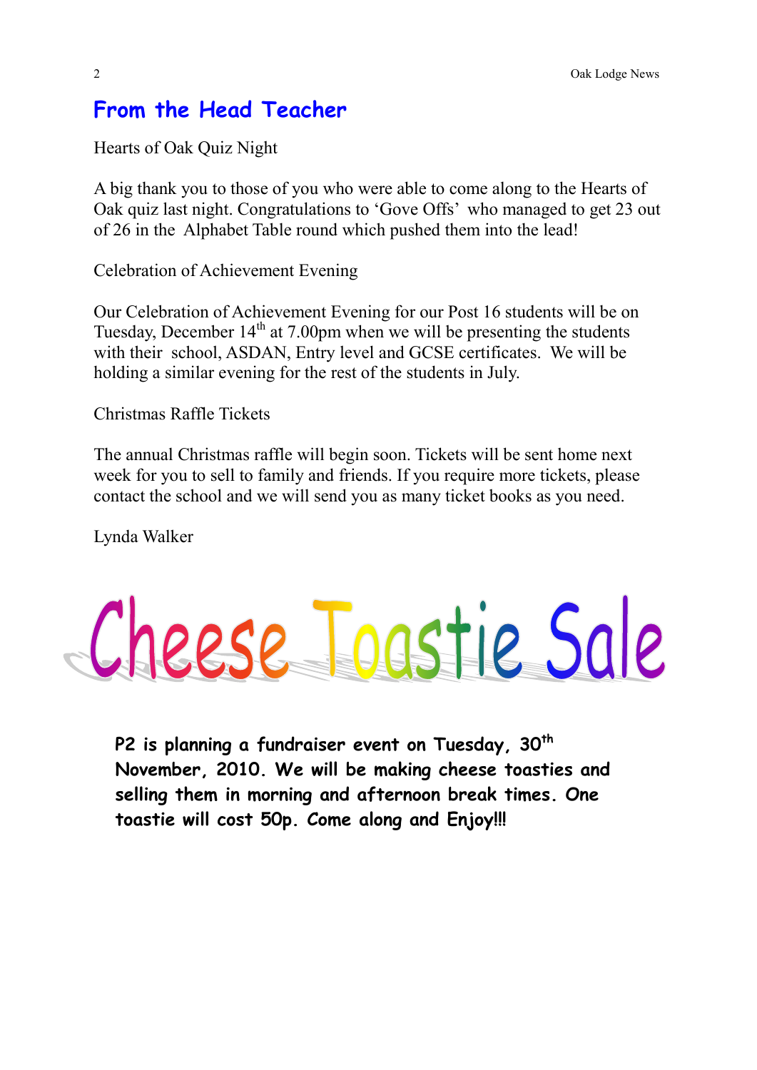## From the Head Teacher

Hearts of Oak Quiz Night

A big thank you to those of you who were able to come along to the Hearts of Oak quiz last night. Congratulations to 'Gove Offs' who managed to get 23 out of 26 in the Alphabet Table round which pushed them into the lead!

Celebration of Achievement Evening

Our Celebration of Achievement Evening for our Post 16 students will be on Tuesday, December 14th at 7.00pm when we will be presenting the students with their school, ASDAN, Entry level and GCSE certificates. We will be holding a similar evening for the rest of the students in July.

Christmas Raffle Tickets

The annual Christmas raffle will begin soon. Tickets will be sent home next week for you to sell to family and friends. If you require more tickets, please contact the school and we will send you as many ticket books as you need.

Lynda Walker

# Cheese Toastie Sale

**P2 is planning a fundraiser event on Tuesday, 30th November, 2010. We will be making cheese toasties and selling them in morning and afternoon break times. One toastie will cost 50p. Come along and Enjoy!!!**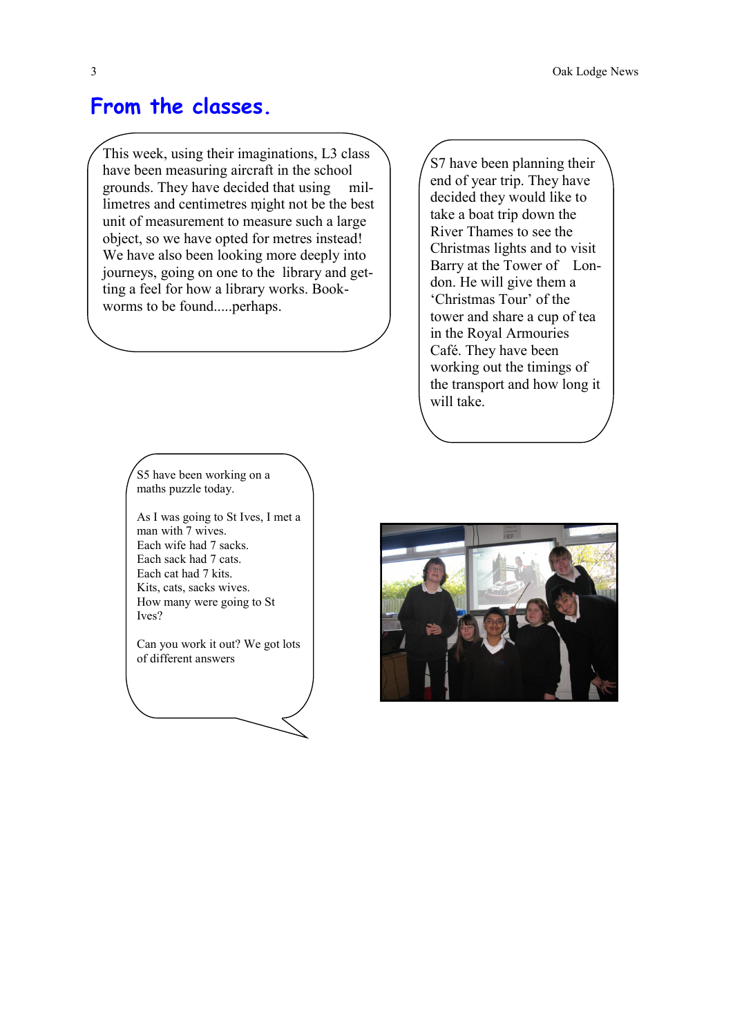# From the classes.

This week, using their imaginations, L3 class have been measuring aircraft in the school grounds. They have decided that using millimetres and centimetres might not be the best unit of measurement to measure such a large object, so we have opted for metres instead! We have also been looking more deeply into journeys, going on one to the library and getting a feel for how a library works. Bookworms to be found.....perhaps.

S7 have been planning their end of year trip. They have decided they would like to take a boat trip down the River Thames to see the Christmas lights and to visit Barry at the Tower of London. He will give them a 'Christmas Tour' of the tower and share a cup of tea in the Royal Armouries Café. They have been working out the timings of the transport and how long it will take.

S5 have been working on a maths puzzle today.

As I was going to St Ives, I met a man with 7 wives.
Each wife had 7 sacks.
Each sack had 7 cats.
Each cat had 7 kits.
Kits, cats, sacks wives.
How many were going to St Ives?

Can you work it out? We got lots of different answers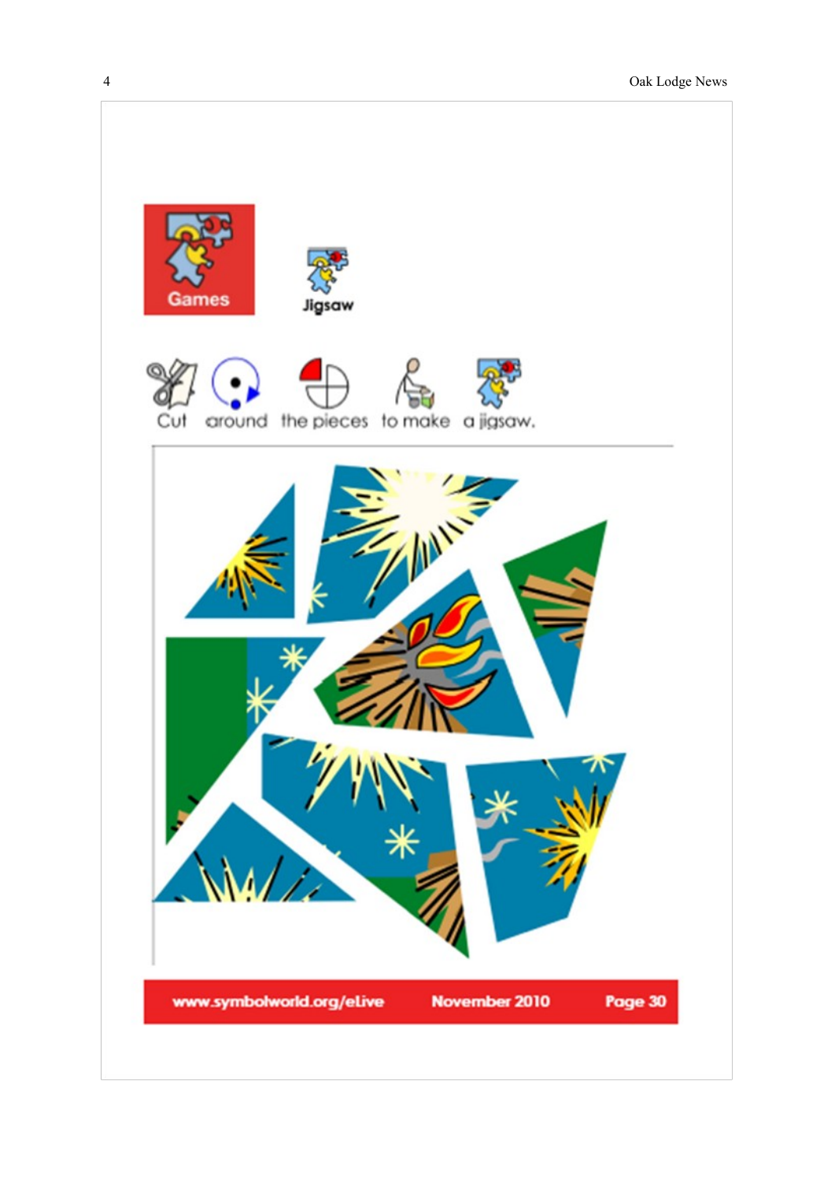Games

Jigsaw

Cut around the pieces to make a jigsaw.

www.symbolworld.org/eLive November 2010 Page 30